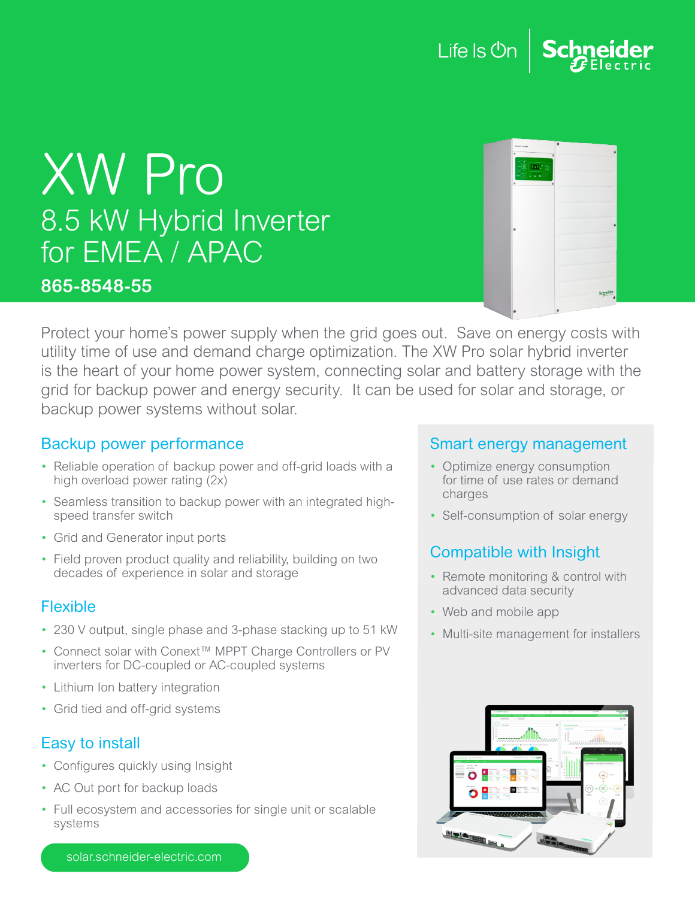Life Is On | Schneider Electric

# XW Pro

## 8.5 kW Hybrid Inverter for EMEA / APAC

**865-8548-55**

Protect your home's power supply when the grid goes out. Save on energy costs with utility time of use and demand charge optimization. The XW Pro solar hybrid inverter is the heart of your home power system, connecting solar and battery storage with the grid for backup power and energy security. It can be used for solar and storage, or backup power systems without solar.

### Backup power performance

- Reliable operation of backup power and off-grid loads with a high overload power rating (2x)
- Seamless transition to backup power with an integrated high-speed transfer switch
- Grid and Generator input ports
- Field proven product quality and reliability, building on two decades of experience in solar and storage

### Flexible

- 230 V output, single phase and 3-phase stacking up to 51 kW
- Connect solar with Conext™ MPPT Charge Controllers or PV inverters for DC-coupled or AC-coupled systems
- Lithium Ion battery integration
- Grid tied and off-grid systems

### Easy to install

- Configures quickly using Insight
- AC Out port for backup loads
- Full ecosystem and accessories for single unit or scalable systems

### Smart energy management

- Optimize energy consumption for time of use rates or demand charges
- Self-consumption of solar energy

### Compatible with Insight

- Remote monitoring & control with advanced data security
- Web and mobile app
- Multi-site management for installers

solar.schneider-electric.com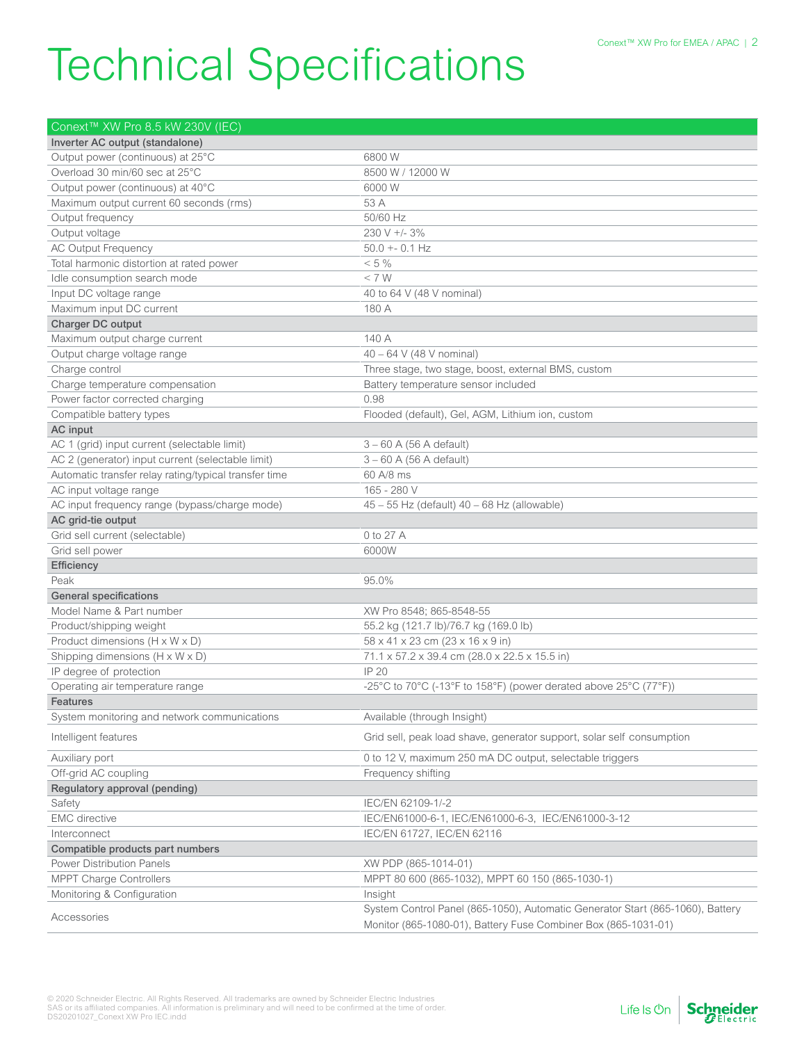# Technical Specifications

| Conext™ XW Pro 8.5 kW 230V (IEC) | |
|---|---|
| **Inverter AC output (standalone)** | |
| Output power (continuous) at 25°C | 6800 W |
| Overload 30 min/60 sec at 25°C | 8500 W / 12000 W |
| Output power (continuous) at 40°C | 6000 W |
| Maximum output current 60 seconds (rms) | 53 A |
| Output frequency | 50/60 Hz |
| Output voltage | 230 V +/- 3% |
| AC Output Frequency | 50.0 +- 0.1 Hz |
| Total harmonic distortion at rated power | < 5 % |
| Idle consumption search mode | < 7 W |
| Input DC voltage range | 40 to 64 V (48 V nominal) |
| Maximum input DC current | 180 A |
| **Charger DC output** | |
| Maximum output charge current | 140 A |
| Output charge voltage range | 40 – 64 V (48 V nominal) |
| Charge control | Three stage, two stage, boost, external BMS, custom |
| Charge temperature compensation | Battery temperature sensor included |
| Power factor corrected charging | 0.98 |
| Compatible battery types | Flooded (default), Gel, AGM, Lithium ion, custom |
| **AC input** | |
| AC 1 (grid) input current (selectable limit) | 3 – 60 A (56 A default) |
| AC 2 (generator) input current (selectable limit) | 3 – 60 A (56 A default) |
| Automatic transfer relay rating/typical transfer time | 60 A/8 ms |
| AC input voltage range | 165 - 280 V |
| AC input frequency range (bypass/charge mode) | 45 – 55 Hz (default) 40 – 68 Hz (allowable) |
| **AC grid-tie output** | |
| Grid sell current (selectable) | 0 to 27 A |
| Grid sell power | 6000W |
| **Efficiency** | |
| Peak | 95.0% |
| **General specifications** | |
| Model Name & Part number | XW Pro 8548; 865-8548-55 |
| Product/shipping weight | 55.2 kg (121.7 lb)/76.7 kg (169.0 lb) |
| Product dimensions (H x W x D) | 58 x 41 x 23 cm (23 x 16 x 9 in) |
| Shipping dimensions (H x W x D) | 71.1 x 57.2 x 39.4 cm (28.0 x 22.5 x 15.5 in) |
| IP degree of protection | IP 20 |
| Operating air temperature range | -25°C to 70°C (-13°F to 158°F) (power derated above 25°C (77°F)) |
| **Features** | |
| System monitoring and network communications | Available (through Insight) |
| Intelligent features | Grid sell, peak load shave, generator support, solar self consumption |
| Auxiliary port | 0 to 12 V, maximum 250 mA DC output, selectable triggers |
| Off-grid AC coupling | Frequency shifting |
| **Regulatory approval (pending)** | |
| Safety | IEC/EN 62109-1/-2 |
| EMC directive | IEC/EN61000-6-1, IEC/EN61000-6-3, IEC/EN61000-3-12 |
| Interconnect | IEC/EN 61727, IEC/EN 62116 |
| **Compatible products part numbers** | |
| Power Distribution Panels | XW PDP (865-1014-01) |
| MPPT Charge Controllers | MPPT 80 600 (865-1032), MPPT 60 150 (865-1030-1) |
| Monitoring & Configuration | Insight |
| Accessories | System Control Panel (865-1050), Automatic Generator Start (865-1060), Battery Monitor (865-1080-01), Battery Fuse Combiner Box (865-1031-01) |

© 2020 Schneider Electric. All Rights Reserved. All trademarks are owned by Schneider Electric Industries SAS or its affiliated companies. All information is preliminary and will need to be confirmed at the time of order.
DS20201027_Conext XW Pro IEC.indd